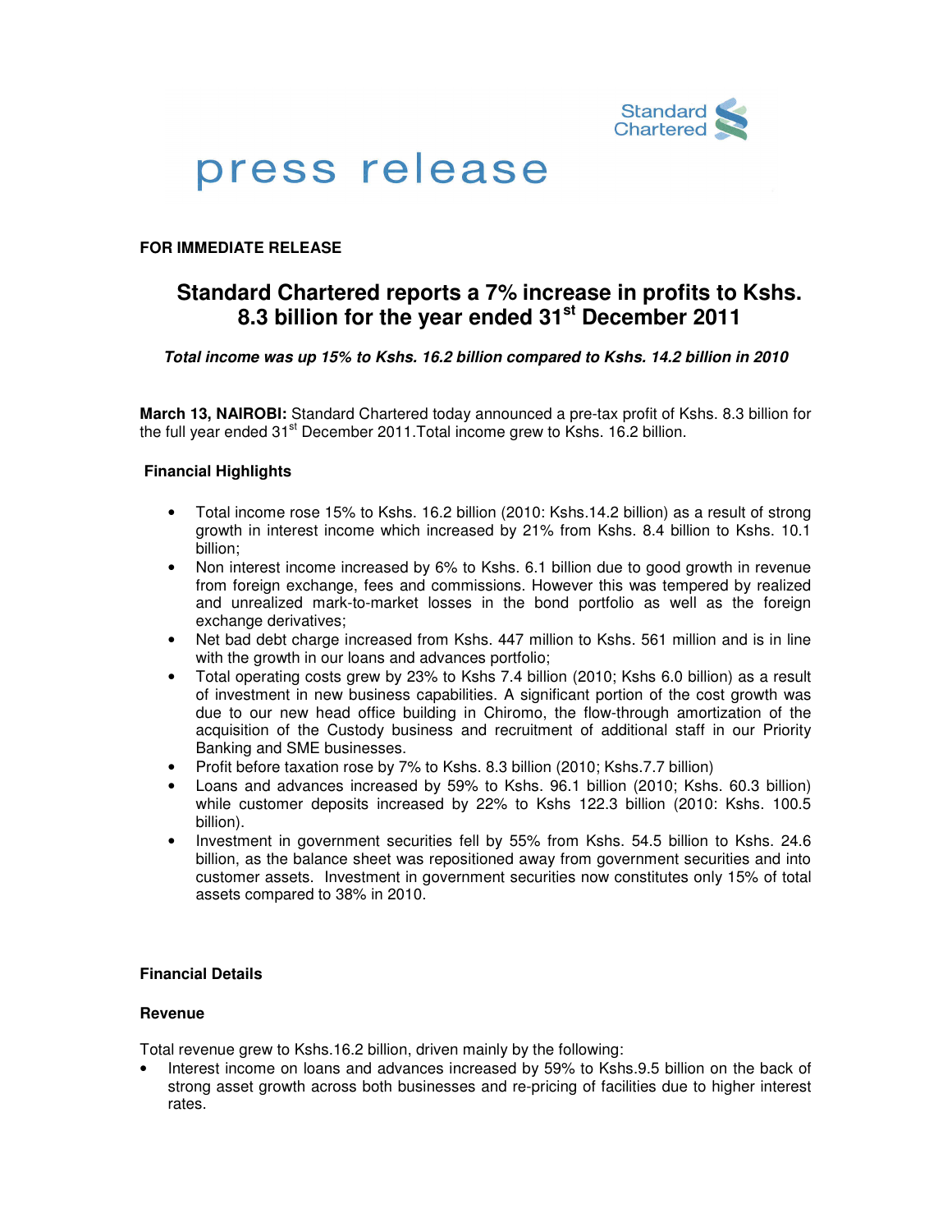Standard Chartered

# press release

**FOR IMMEDIATE RELEASE**

## Standard Chartered reports a 7% increase in profits to Kshs. 8.3 billion for the year ended 31st December 2011

***Total income was up 15% to Kshs. 16.2 billion compared to Kshs. 14.2 billion in 2010***

**March 13, NAIROBI:** Standard Chartered today announced a pre-tax profit of Kshs. 8.3 billion for the full year ended 31st December 2011.Total income grew to Kshs. 16.2 billion.

### Financial Highlights

- Total income rose 15% to Kshs. 16.2 billion (2010: Kshs.14.2 billion) as a result of strong growth in interest income which increased by 21% from Kshs. 8.4 billion to Kshs. 10.1 billion;
- Non interest income increased by 6% to Kshs. 6.1 billion due to good growth in revenue from foreign exchange, fees and commissions. However this was tempered by realized and unrealized mark-to-market losses in the bond portfolio as well as the foreign exchange derivatives;
- Net bad debt charge increased from Kshs. 447 million to Kshs. 561 million and is in line with the growth in our loans and advances portfolio;
- Total operating costs grew by 23% to Kshs 7.4 billion (2010; Kshs 6.0 billion) as a result of investment in new business capabilities. A significant portion of the cost growth was due to our new head office building in Chiromo, the flow-through amortization of the acquisition of the Custody business and recruitment of additional staff in our Priority Banking and SME businesses.
- Profit before taxation rose by 7% to Kshs. 8.3 billion (2010; Kshs.7.7 billion)
- Loans and advances increased by 59% to Kshs. 96.1 billion (2010; Kshs. 60.3 billion) while customer deposits increased by 22% to Kshs 122.3 billion (2010: Kshs. 100.5 billion).
- Investment in government securities fell by 55% from Kshs. 54.5 billion to Kshs. 24.6 billion, as the balance sheet was repositioned away from government securities and into customer assets. Investment in government securities now constitutes only 15% of total assets compared to 38% in 2010.

### Financial Details

#### Revenue

Total revenue grew to Kshs.16.2 billion, driven mainly by the following:

- Interest income on loans and advances increased by 59% to Kshs.9.5 billion on the back of strong asset growth across both businesses and re-pricing of facilities due to higher interest rates.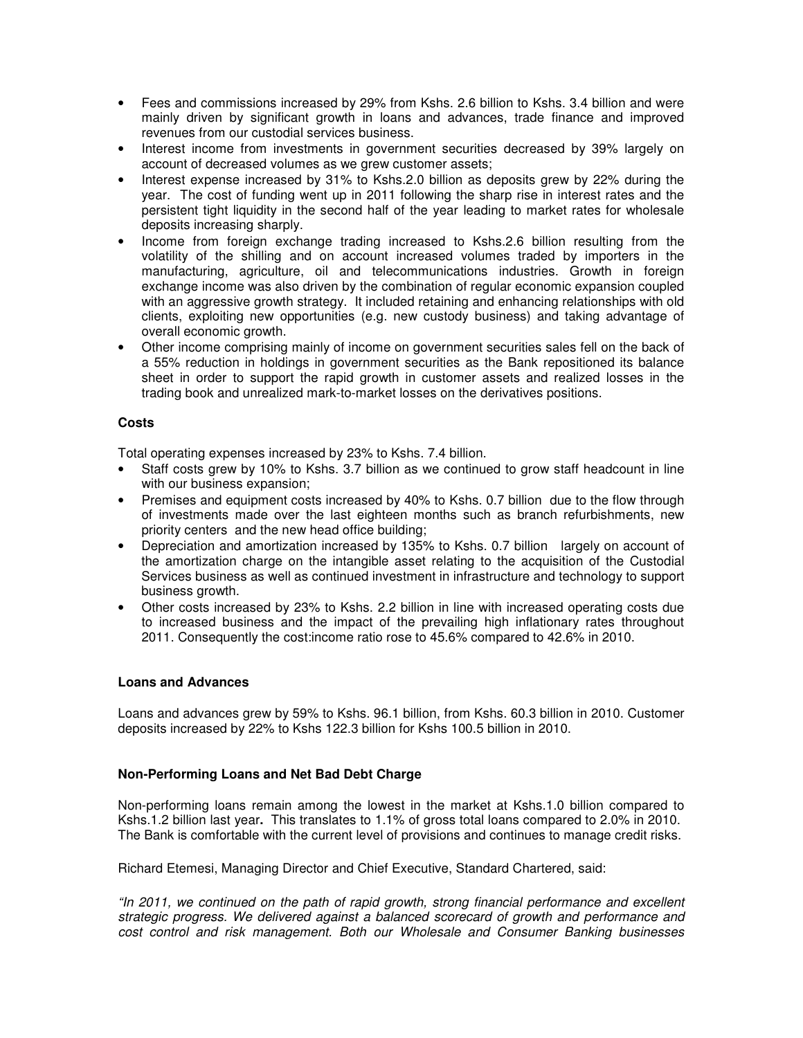- Fees and commissions increased by 29% from Kshs. 2.6 billion to Kshs. 3.4 billion and were mainly driven by significant growth in loans and advances, trade finance and improved revenues from our custodial services business.
- Interest income from investments in government securities decreased by 39% largely on account of decreased volumes as we grew customer assets;
- Interest expense increased by 31% to Kshs.2.0 billion as deposits grew by 22% during the year. The cost of funding went up in 2011 following the sharp rise in interest rates and the persistent tight liquidity in the second half of the year leading to market rates for wholesale deposits increasing sharply.
- Income from foreign exchange trading increased to Kshs.2.6 billion resulting from the volatility of the shilling and on account increased volumes traded by importers in the manufacturing, agriculture, oil and telecommunications industries. Growth in foreign exchange income was also driven by the combination of regular economic expansion coupled with an aggressive growth strategy. It included retaining and enhancing relationships with old clients, exploiting new opportunities (e.g. new custody business) and taking advantage of overall economic growth.
- Other income comprising mainly of income on government securities sales fell on the back of a 55% reduction in holdings in government securities as the Bank repositioned its balance sheet in order to support the rapid growth in customer assets and realized losses in the trading book and unrealized mark-to-market losses on the derivatives positions.

**Costs**

Total operating expenses increased by 23% to Kshs. 7.4 billion.

- Staff costs grew by 10% to Kshs. 3.7 billion as we continued to grow staff headcount in line with our business expansion;
- Premises and equipment costs increased by 40% to Kshs. 0.7 billion due to the flow through of investments made over the last eighteen months such as branch refurbishments, new priority centers and the new head office building;
- Depreciation and amortization increased by 135% to Kshs. 0.7 billion largely on account of the amortization charge on the intangible asset relating to the acquisition of the Custodial Services business as well as continued investment in infrastructure and technology to support business growth.
- Other costs increased by 23% to Kshs. 2.2 billion in line with increased operating costs due to increased business and the impact of the prevailing high inflationary rates throughout 2011. Consequently the cost:income ratio rose to 45.6% compared to 42.6% in 2010.

**Loans and Advances**

Loans and advances grew by 59% to Kshs. 96.1 billion, from Kshs. 60.3 billion in 2010. Customer deposits increased by 22% to Kshs 122.3 billion for Kshs 100.5 billion in 2010.

**Non-Performing Loans and Net Bad Debt Charge**

Non-performing loans remain among the lowest in the market at Kshs.1.0 billion compared to Kshs.1.2 billion last year**.** This translates to 1.1% of gross total loans compared to 2.0% in 2010. The Bank is comfortable with the current level of provisions and continues to manage credit risks.

Richard Etemesi, Managing Director and Chief Executive, Standard Chartered, said:

*"In 2011, we continued on the path of rapid growth, strong financial performance and excellent strategic progress. We delivered against a balanced scorecard of growth and performance and cost control and risk management. Both our Wholesale and Consumer Banking businesses*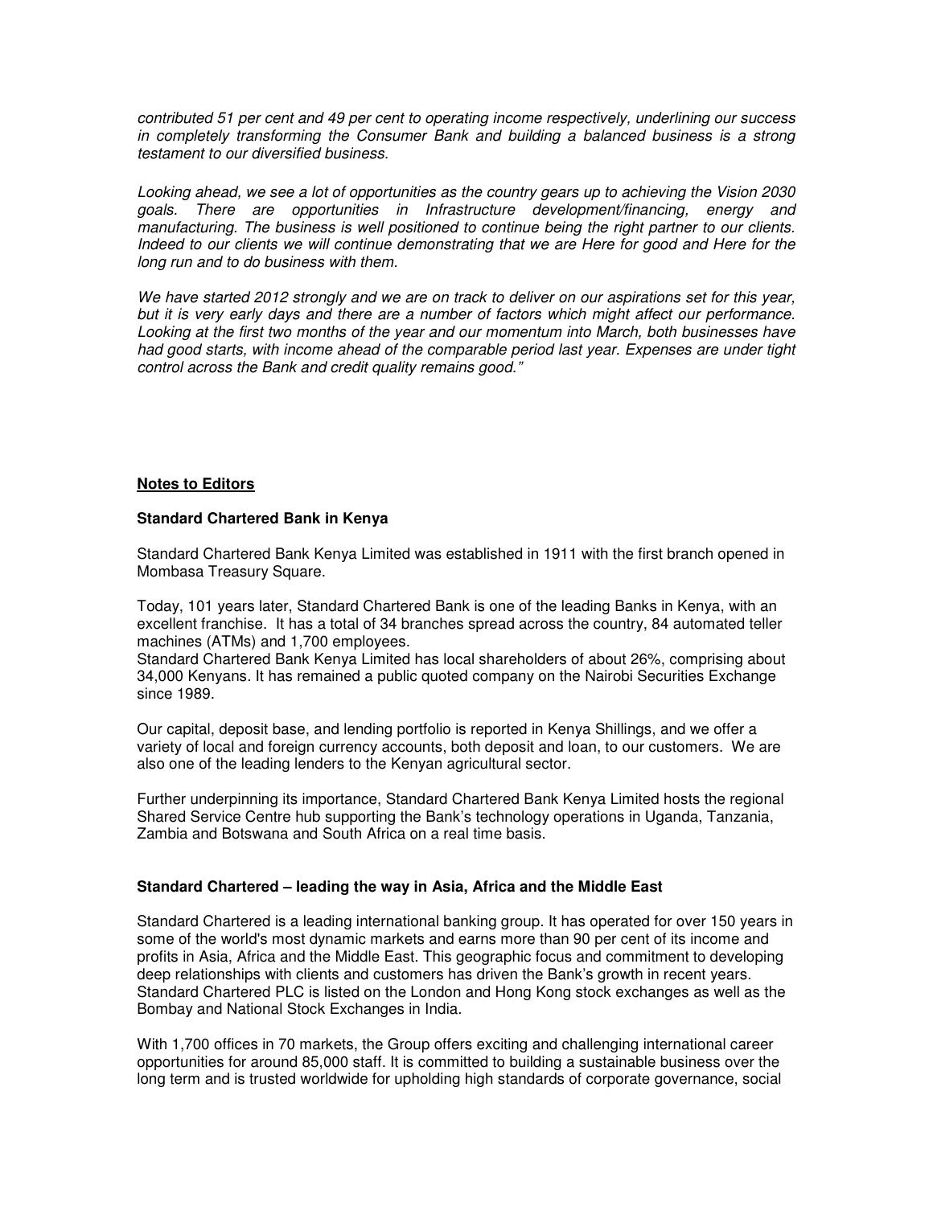*contributed 51 per cent and 49 per cent to operating income respectively, underlining our success in completely transforming the Consumer Bank and building a balanced business is a strong testament to our diversified business.*

*Looking ahead, we see a lot of opportunities as the country gears up to achieving the Vision 2030 goals. There are opportunities in Infrastructure development/financing, energy and manufacturing. The business is well positioned to continue being the right partner to our clients. Indeed to our clients we will continue demonstrating that we are Here for good and Here for the long run and to do business with them.*

*We have started 2012 strongly and we are on track to deliver on our aspirations set for this year, but it is very early days and there are a number of factors which might affect our performance. Looking at the first two months of the year and our momentum into March, both businesses have had good starts, with income ahead of the comparable period last year. Expenses are under tight control across the Bank and credit quality remains good."*

## Notes to Editors

### Standard Chartered Bank in Kenya

Standard Chartered Bank Kenya Limited was established in 1911 with the first branch opened in Mombasa Treasury Square.

Today, 101 years later, Standard Chartered Bank is one of the leading Banks in Kenya, with an excellent franchise. It has a total of 34 branches spread across the country, 84 automated teller machines (ATMs) and 1,700 employees.
Standard Chartered Bank Kenya Limited has local shareholders of about 26%, comprising about 34,000 Kenyans. It has remained a public quoted company on the Nairobi Securities Exchange since 1989.

Our capital, deposit base, and lending portfolio is reported in Kenya Shillings, and we offer a variety of local and foreign currency accounts, both deposit and loan, to our customers. We are also one of the leading lenders to the Kenyan agricultural sector.

Further underpinning its importance, Standard Chartered Bank Kenya Limited hosts the regional Shared Service Centre hub supporting the Bank's technology operations in Uganda, Tanzania, Zambia and Botswana and South Africa on a real time basis.

### Standard Chartered – leading the way in Asia, Africa and the Middle East

Standard Chartered is a leading international banking group. It has operated for over 150 years in some of the world's most dynamic markets and earns more than 90 per cent of its income and profits in Asia, Africa and the Middle East. This geographic focus and commitment to developing deep relationships with clients and customers has driven the Bank's growth in recent years. Standard Chartered PLC is listed on the London and Hong Kong stock exchanges as well as the Bombay and National Stock Exchanges in India.

With 1,700 offices in 70 markets, the Group offers exciting and challenging international career opportunities for around 85,000 staff. It is committed to building a sustainable business over the long term and is trusted worldwide for upholding high standards of corporate governance, social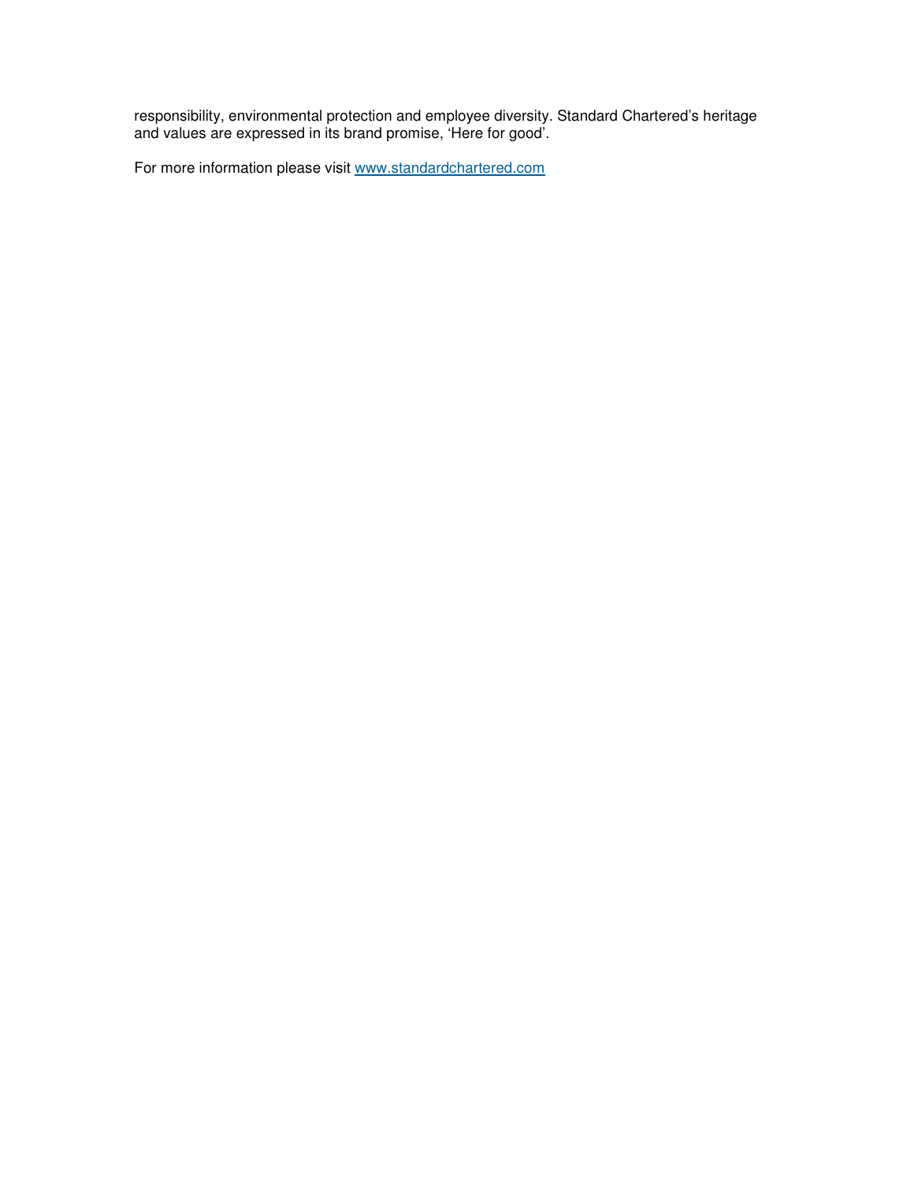responsibility, environmental protection and employee diversity. Standard Chartered's heritage and values are expressed in its brand promise, 'Here for good'.

For more information please visit www.standardchartered.com